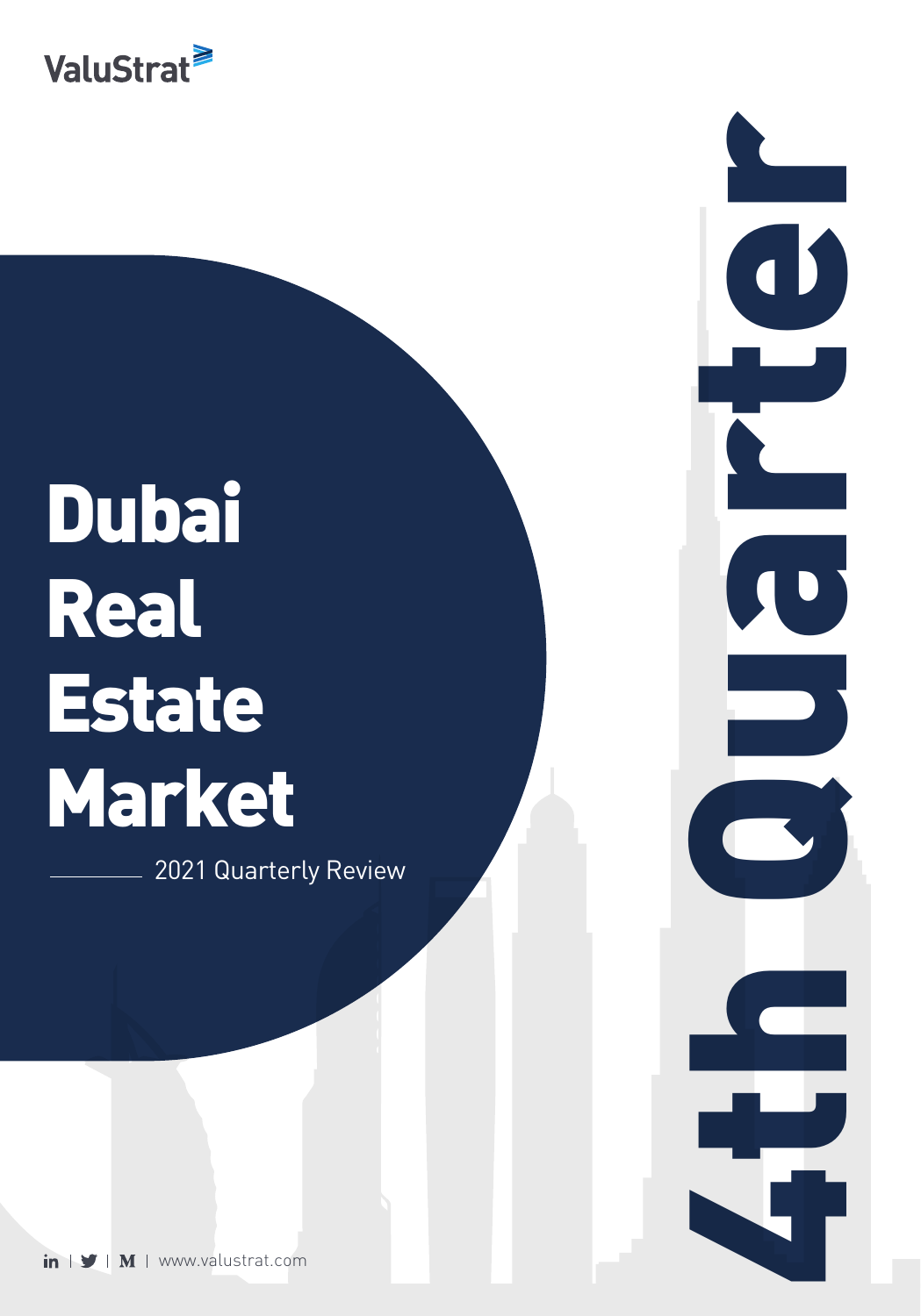ValuStrat

# Dubai Real Estate Market

2021 Quarterly Review

# 4th Quarter

www.valustrat.com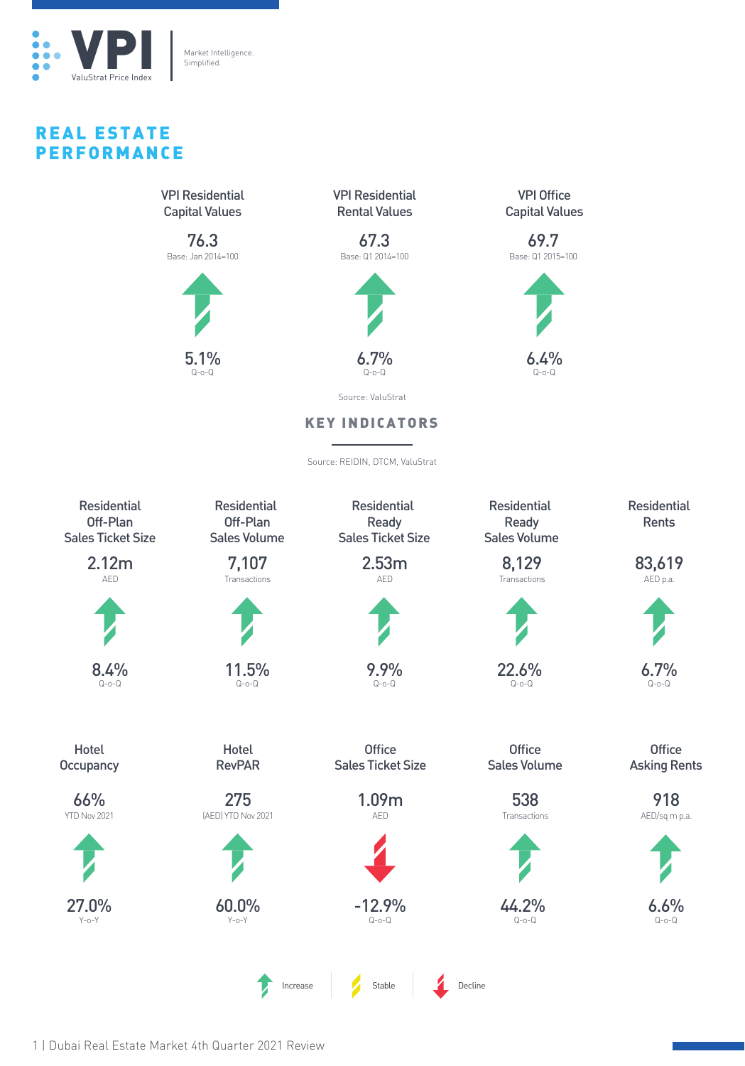VPI ValuStrat Price Index | Market Intelligence. Simplified.

# REAL ESTATE PERFORMANCE

| VPI Residential Capital Values | VPI Residential Rental Values | VPI Office Capital Values |
|---|---|---|
| 76.3 (Base: Jan 2014=100) | 67.3 (Base: Q1 2014=100) | 69.7 (Base: Q1 2015=100) |
| Increase 5.1% Q-o-Q | Increase 6.7% Q-o-Q | Increase 6.4% Q-o-Q |

Source: ValuStrat

## KEY INDICATORS

Source: REIDIN, DTCM, ValuStrat

| Residential Off-Plan Sales Ticket Size | Residential Off-Plan Sales Volume | Residential Ready Sales Ticket Size | Residential Ready Sales Volume | Residential Rents |
|---|---|---|---|---|
| 2.12m AED | 7,107 Transactions | 2.53m AED | 8,129 Transactions | 83,619 AED p.a. |
| Increase 8.4% Q-o-Q | Increase 11.5% Q-o-Q | Increase 9.9% Q-o-Q | Increase 22.6% Q-o-Q | Increase 6.7% Q-o-Q |

| Hotel Occupancy | Hotel RevPAR | Office Sales Ticket Size | Office Sales Volume | Office Asking Rents |
|---|---|---|---|---|
| 66% YTD Nov 2021 | 275 (AED) YTD Nov 2021 | 1.09m AED | 538 Transactions | 918 AED/sq m p.a. |
| Increase 27.0% Y-o-Y | Increase 60.0% Y-o-Y | Decline -12.9% Q-o-Q | Increase 44.2% Q-o-Q | Increase 6.6% Q-o-Q |

Increase | Stable | Decline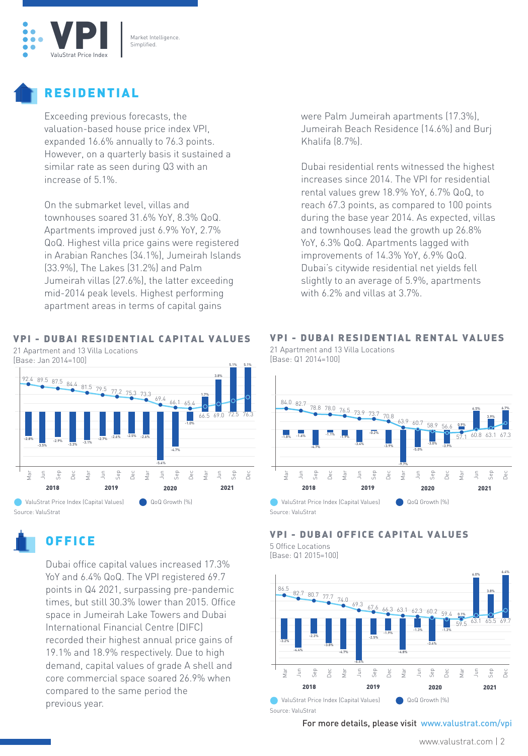# RESIDENTIAL

Exceeding previous forecasts, the valuation-based house price index VPI, expanded 16.6% annually to 76.3 points. However, on a quarterly basis it sustained a similar rate as seen during Q3 with an increase of 5.1%.

On the submarket level, villas and townhouses soared 31.6% YoY, 8.3% QoQ. Apartments improved just 6.9% YoY, 2.7% QoQ. Highest villa price gains were registered in Arabian Ranches (34.1%), Jumeirah Islands (33.9%), The Lakes (31.2%) and Palm Jumeirah villas (27.6%), the latter exceeding mid-2014 peak levels. Highest performing apartment areas in terms of capital gains were Palm Jumeirah apartments (17.3%), Jumeirah Beach Residence (14.6%) and Burj Khalifa (8.7%).

Dubai residential rents witnessed the highest increases since 2014. The VPI for residential rental values grew 18.9% YoY, 6.7% QoQ, to reach 67.3 points, as compared to 100 points during the base year 2014. As expected, villas and townhouses lead the growth up 26.8% YoY, 6.3% QoQ. Apartments lagged with improvements of 14.3% YoY, 6.9% QoQ. Dubai's citywide residential net yields fell slightly to an average of 5.9%, apartments with 6.2% and villas at 3.7%.

## VPI - DUBAI RESIDENTIAL CAPITAL VALUES

21 Apartment and 13 Villa Locations
[Base: Jan 2014=100]

92.4 89.5 87.5 84.4 81.5 79.5 77.2 75.3 73.3 69.4 66.1 65.4 66.5 69.0 72.5 76.3

-2.8% -3.5% -2.9% -3.3% -3.1% -2.7% -2.6% -2.5% -2.6% -5.4% -4.7% -1.0% 1.7% 3.8% 5.1% 5.1%

Mar Jun Sep Dec Mar Jun Sep Dec Mar Jun Sep Dec Mar Jun Sep Dec
2018 2019 2020 2021

ValuStrat Price Index (Capital Values) QoQ Growth (%)

Source: ValuStrat

## VPI - DUBAI RESIDENTIAL RENTAL VALUES

21 Apartment and 13 Villa Locations
[Base: Q1 2014=100]

84.0 82.7 78.8 78.0 76.5 73.9 73.7 70.8 63.9 60.7 58.9 56.6 57.1 60.8 63.1 67.3

-1.8% -1.6% -4.7% -1.1% -1.9% -3.4% -0.2% -3.9% -9.7% -5.0% -3.0% -3.9% 0.9% 6.5% 3.9% 6.7%

Mar Jun Sep Dec Mar Jun Sep Dec Mar Jun Sep Dec Mar Jun Sep Dec
2018 2019 2020 2021

ValuStrat Price Index (Capital Values) QoQ Growth (%)

Source: ValuStrat

# OFFICE

Dubai office capital values increased 17.3% YoY and 6.4% QoQ. The VPI registered 69.7 points in Q4 2021, surpassing pre-pandemic times, but still 30.3% lower than 2015. Office space in Jumeirah Lake Towers and Dubai International Financial Centre (DIFC) recorded their highest annual price gains of 19.1% and 18.9% respectively. Due to high demand, capital values of grade A shell and core commercial space soared 26.9% when compared to the same period the previous year.

## VPI - DUBAI OFFICE CAPITAL VALUES

5 Office Locations
[Base: Q1 2015=100]

86.5 82.7 80.7 77.7 74.0 69.3 67.6 66.3 63.1 62.3 60.2 59.4 59.5 63.1 65.5 69.7

-3.2% -4.4% -2.3% -3.8% -4.7% -6.4% -2.5% -1.9% -4.8% -1.3% -3.4% -1.3% 0.1% 6.0% 3.8% 6.4%

Mar Jun Sep Dec Mar Jun Sep Dec Mar Jun Sep Dec Mar Jun Sep Dec
2018 2019 2020 2021

ValuStrat Price Index (Capital Values) QoQ Growth (%)

Source: ValuStrat

For more details, please visit www.valustrat.com/vpi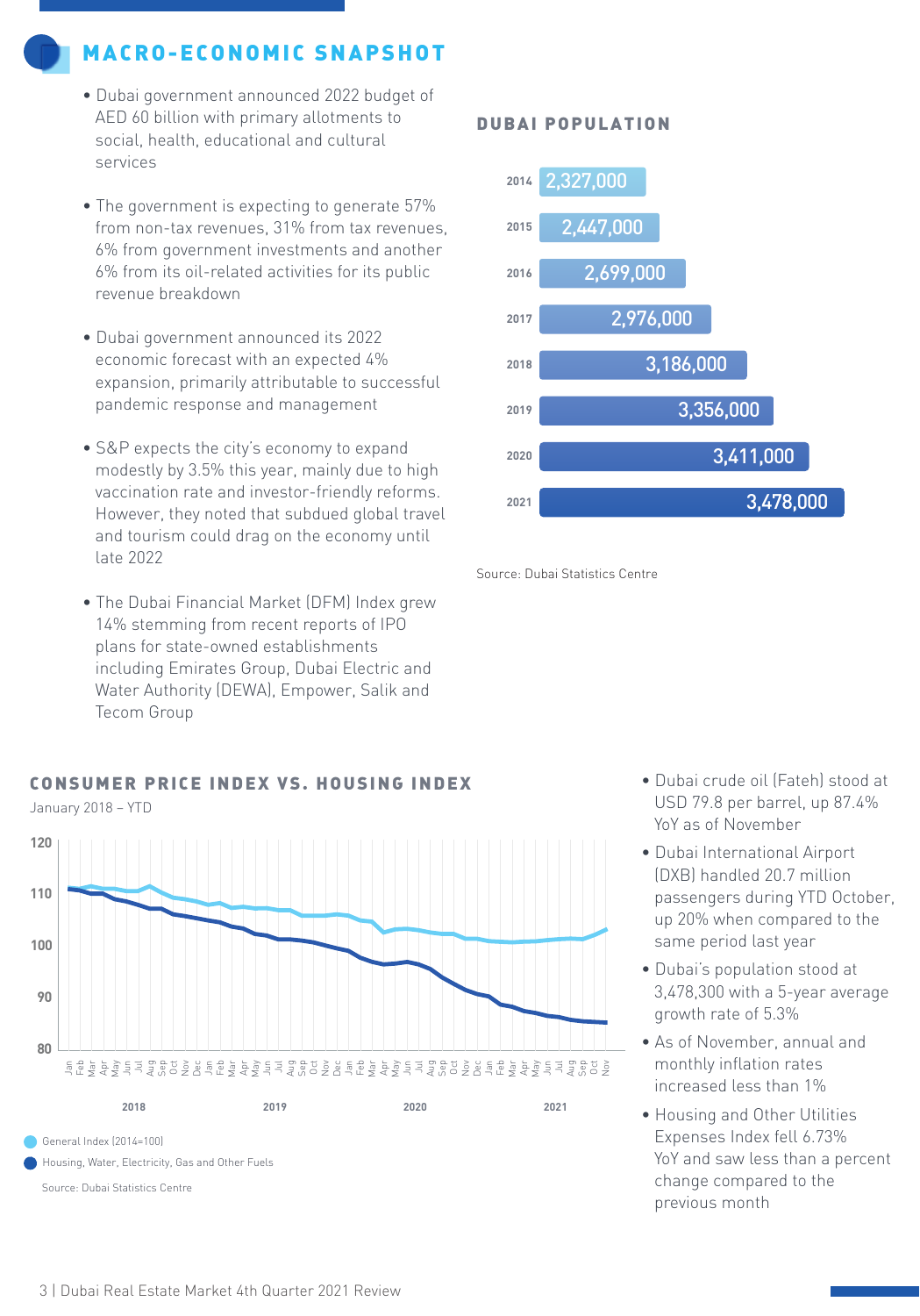## MACRO-ECONOMIC SNAPSHOT

- Dubai government announced 2022 budget of AED 60 billion with primary allotments to social, health, educational and cultural services
- The government is expecting to generate 57% from non-tax revenues, 31% from tax revenues, 6% from government investments and another 6% from its oil-related activities for its public revenue breakdown
- Dubai government announced its 2022 economic forecast with an expected 4% expansion, primarily attributable to successful pandemic response and management
- S&P expects the city's economy to expand modestly by 3.5% this year, mainly due to high vaccination rate and investor-friendly reforms. However, they noted that subdued global travel and tourism could drag on the economy until late 2022
- The Dubai Financial Market (DFM) Index grew 14% stemming from recent reports of IPO plans for state-owned establishments including Emirates Group, Dubai Electric and Water Authority (DEWA), Empower, Salik and Tecom Group

### DUBAI POPULATION

2014 2,327,000
2015 2,447,000
2016 2,699,000
2017 2,976,000
2018 3,186,000
2019 3,356,000
2020 3,411,000
2021 3,478,000

Source: Dubai Statistics Centre

### CONSUMER PRICE INDEX VS. HOUSING INDEX

January 2018 – YTD

120
110
100
90
80

Jan Feb Mar Apr May Jun Jul Aug Sep Oct Nov Dec (2018, 2019, 2020, 2021)

General Index (2014=100)
Housing, Water, Electricity, Gas and Other Fuels

Source: Dubai Statistics Centre

- Dubai crude oil (Fateh) stood at USD 79.8 per barrel, up 87.4% YoY as of November
- Dubai International Airport (DXB) handled 20.7 million passengers during YTD October, up 20% when compared to the same period last year
- Dubai's population stood at 3,478,300 with a 5-year average growth rate of 5.3%
- As of November, annual and monthly inflation rates increased less than 1%
- Housing and Other Utilities Expenses Index fell 6.73% YoY and saw less than a percent change compared to the previous month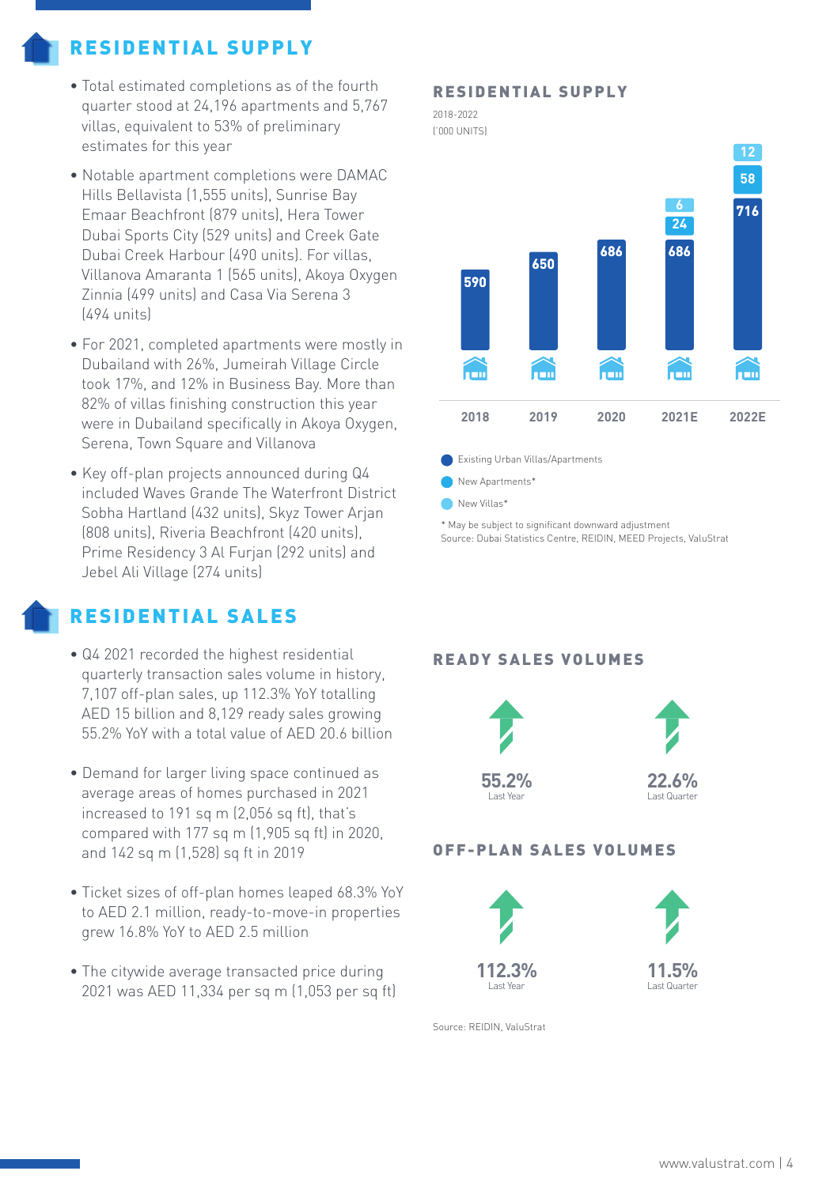## RESIDENTIAL SUPPLY

- Total estimated completions as of the fourth quarter stood at 24,196 apartments and 5,767 villas, equivalent to 53% of preliminary estimates for this year
- Notable apartment completions were DAMAC Hills Bellavista (1,555 units), Sunrise Bay Emaar Beachfront (879 units), Hera Tower Dubai Sports City (529 units) and Creek Gate Dubai Creek Harbour (490 units). For villas, Villanova Amaranta 1 (565 units), Akoya Oxygen Zinnia (499 units) and Casa Via Serena 3 (494 units)
- For 2021, completed apartments were mostly in Dubailand with 26%, Jumeirah Village Circle took 17%, and 12% in Business Bay. More than 82% of villas finishing construction this year were in Dubailand specifically in Akoya Oxygen, Serena, Town Square and Villanova
- Key off-plan projects announced during Q4 included Waves Grande The Waterfront District Sobha Hartland (432 units), Skyz Tower Arjan (808 units), Riveria Beachfront (420 units), Prime Residency 3 Al Furjan (292 units) and Jebel Ali Village (274 units)

**RESIDENTIAL SUPPLY**

2018-2022

('000 UNITS)

2018: 590
2019: 650
2020: 686
2021E: 686, 24, 6
2022E: 716, 58, 12

Existing Urban Villas/Apartments
New Apartments*
New Villas*

\* May be subject to significant downward adjustment

Source: Dubai Statistics Centre, REIDIN, MEED Projects, ValuStrat

## RESIDENTIAL SALES

- Q4 2021 recorded the highest residential quarterly transaction sales volume in history, 7,107 off-plan sales, up 112.3% YoY totalling AED 15 billion and 8,129 ready sales growing 55.2% YoY with a total value of AED 20.6 billion
- Demand for larger living space continued as average areas of homes purchased in 2021 increased to 191 sq m (2,056 sq ft), that's compared with 177 sq m (1,905 sq ft) in 2020, and 142 sq m (1,528) sq ft in 2019
- Ticket sizes of off-plan homes leaped 68.3% YoY to AED 2.1 million, ready-to-move-in properties grew 16.8% YoY to AED 2.5 million
- The citywide average transacted price during 2021 was AED 11,334 per sq m (1,053 per sq ft)

**READY SALES VOLUMES**

55.2%
Last Year

22.6%
Last Quarter

**OFF-PLAN SALES VOLUMES**

112.3%
Last Year

11.5%
Last Quarter

Source: REIDIN, ValuStrat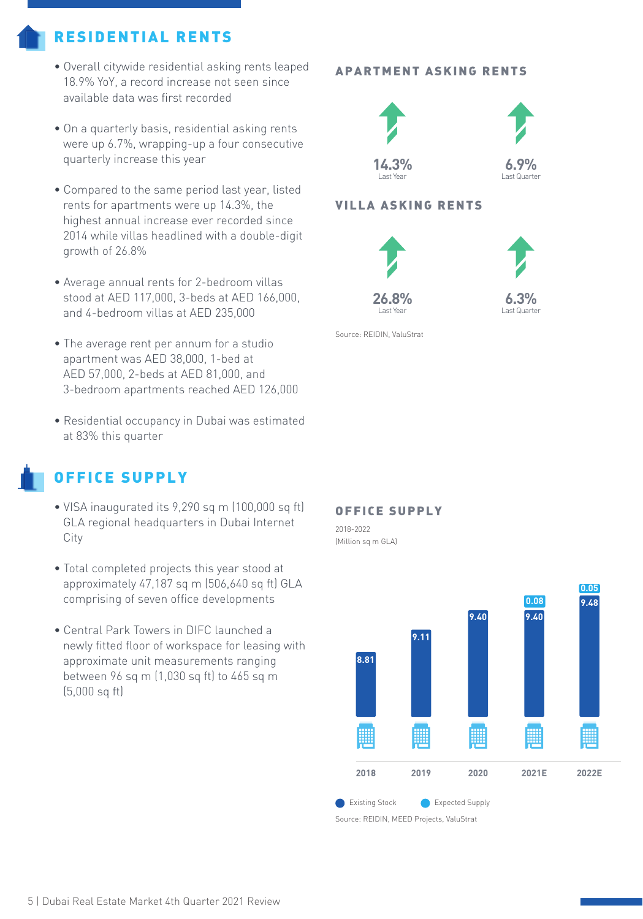## RESIDENTIAL RENTS

- Overall citywide residential asking rents leaped 18.9% YoY, a record increase not seen since available data was first recorded
- On a quarterly basis, residential asking rents were up 6.7%, wrapping-up a four consecutive quarterly increase this year
- Compared to the same period last year, listed rents for apartments were up 14.3%, the highest annual increase ever recorded since 2014 while villas headlined with a double-digit growth of 26.8%
- Average annual rents for 2-bedroom villas stood at AED 117,000, 3-beds at AED 166,000, and 4-bedroom villas at AED 235,000
- The average rent per annum for a studio apartment was AED 38,000, 1-bed at AED 57,000, 2-beds at AED 81,000, and 3-bedroom apartments reached AED 126,000
- Residential occupancy in Dubai was estimated at 83% this quarter

### APARTMENT ASKING RENTS

14.3%
Last Year

6.9%
Last Quarter

### VILLA ASKING RENTS

26.8%
Last Year

6.3%
Last Quarter

Source: REIDIN, ValuStrat

## OFFICE SUPPLY

- VISA inaugurated its 9,290 sq m (100,000 sq ft) GLA regional headquarters in Dubai Internet City
- Total completed projects this year stood at approximately 47,187 sq m (506,640 sq ft) GLA comprising of seven office developments
- Central Park Towers in DIFC launched a newly fitted floor of workspace for leasing with approximate unit measurements ranging between 96 sq m (1,030 sq ft) to 465 sq m (5,000 sq ft)

### OFFICE SUPPLY

2018-2022
(Million sq m GLA)

8.81
9.11
9.40
0.08
9.40
0.05
9.48

2018
2019
2020
2021E
2022E

Existing Stock
Expected Supply

Source: REIDIN, MEED Projects, ValuStrat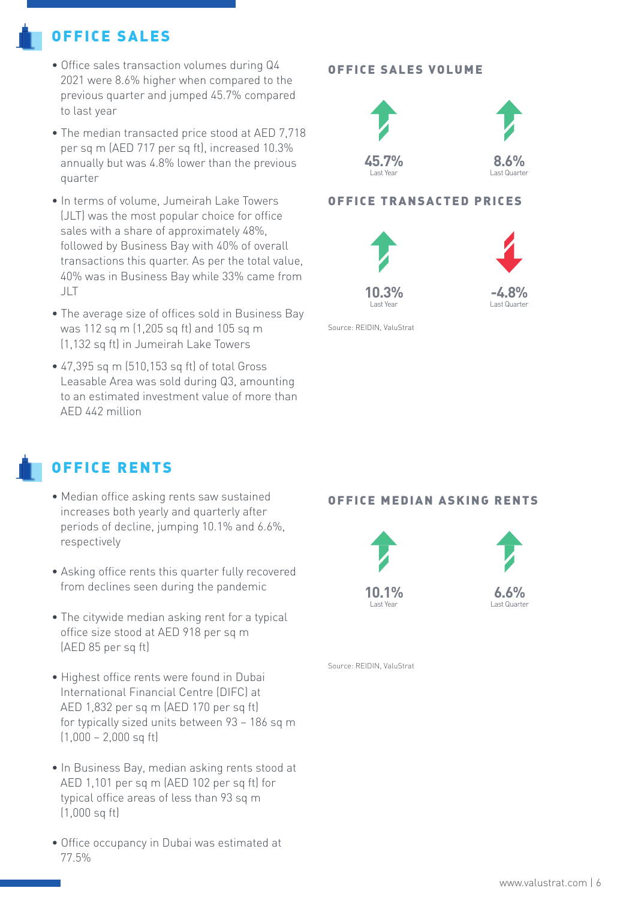## OFFICE SALES

- Office sales transaction volumes during Q4 2021 were 8.6% higher when compared to the previous quarter and jumped 45.7% compared to last year
- The median transacted price stood at AED 7,718 per sq m (AED 717 per sq ft), increased 10.3% annually but was 4.8% lower than the previous quarter
- In terms of volume, Jumeirah Lake Towers (JLT) was the most popular choice for office sales with a share of approximately 48%, followed by Business Bay with 40% of overall transactions this quarter. As per the total value, 40% was in Business Bay while 33% came from JLT
- The average size of offices sold in Business Bay was 112 sq m (1,205 sq ft) and 105 sq m (1,132 sq ft) in Jumeirah Lake Towers
- 47,395 sq m (510,153 sq ft) of total Gross Leasable Area was sold during Q3, amounting to an estimated investment value of more than AED 442 million

### OFFICE SALES VOLUME

45.7%
Last Year

8.6%
Last Quarter

### OFFICE TRANSACTED PRICES

10.3%
Last Year

-4.8%
Last Quarter

Source: REIDIN, ValuStrat

## OFFICE RENTS

- Median office asking rents saw sustained increases both yearly and quarterly after periods of decline, jumping 10.1% and 6.6%, respectively
- Asking office rents this quarter fully recovered from declines seen during the pandemic
- The citywide median asking rent for a typical office size stood at AED 918 per sq m (AED 85 per sq ft)
- Highest office rents were found in Dubai International Financial Centre (DIFC) at AED 1,832 per sq m (AED 170 per sq ft) for typically sized units between 93 – 186 sq m (1,000 – 2,000 sq ft)
- In Business Bay, median asking rents stood at AED 1,101 per sq m (AED 102 per sq ft) for typical office areas of less than 93 sq m (1,000 sq ft)
- Office occupancy in Dubai was estimated at 77.5%

### OFFICE MEDIAN ASKING RENTS

10.1%
Last Year

6.6%
Last Quarter

Source: REIDIN, ValuStrat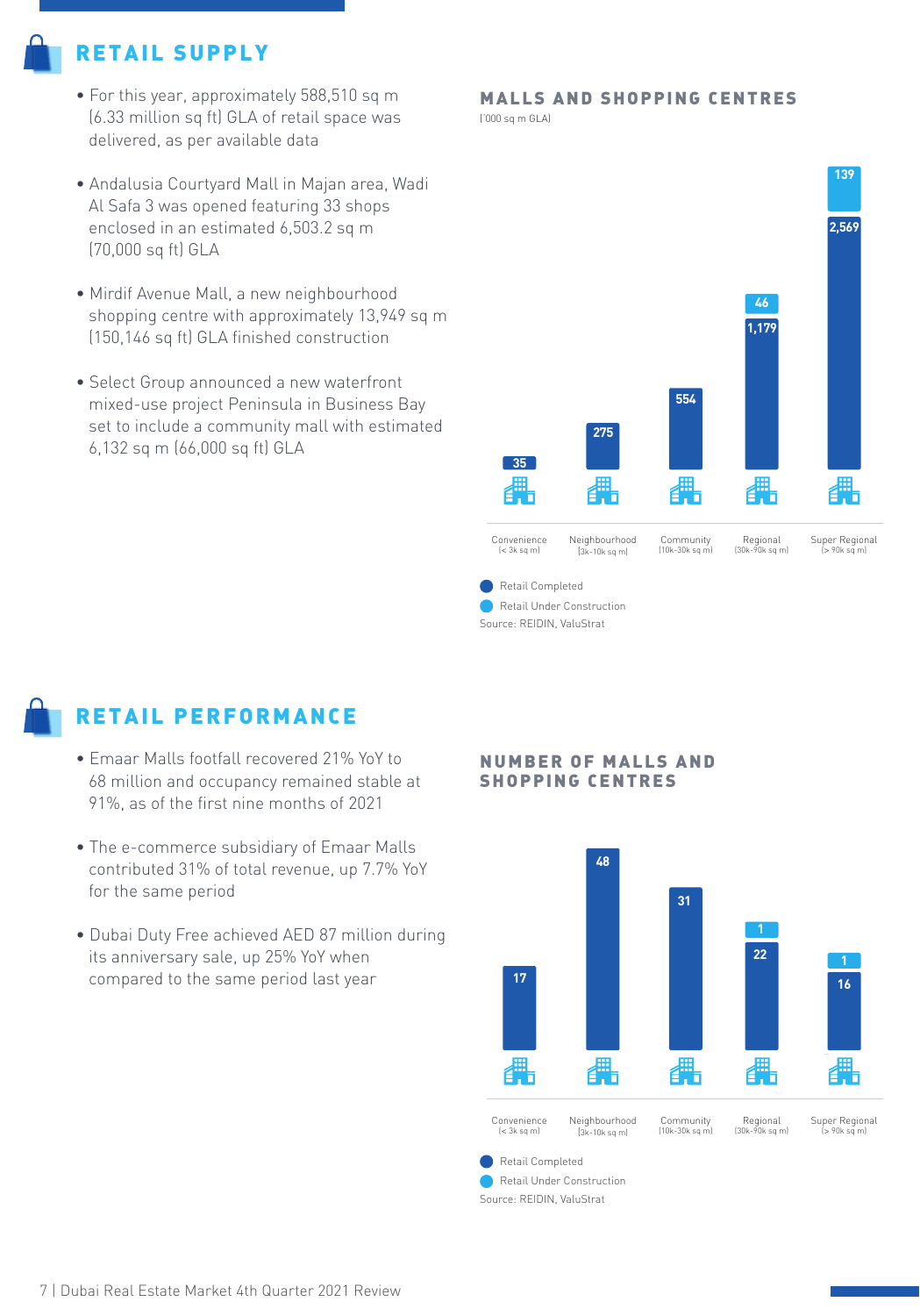## RETAIL SUPPLY

- For this year, approximately 588,510 sq m (6.33 million sq ft) GLA of retail space was delivered, as per available data
- Andalusia Courtyard Mall in Majan area, Wadi Al Safa 3 was opened featuring 33 shops enclosed in an estimated 6,503.2 sq m (70,000 sq ft) GLA
- Mirdif Avenue Mall, a new neighbourhood shopping centre with approximately 13,949 sq m (150,146 sq ft) GLA finished construction
- Select Group announced a new waterfront mixed-use project Peninsula in Business Bay set to include a community mall with estimated 6,132 sq m (66,000 sq ft) GLA

### MALLS AND SHOPPING CENTRES

('000 sq m GLA)

35
275
554
46
1,179
139
2,569

Convenience (< 3k sq m)
Neighbourhood (3k-10k sq m)
Community (10k-30k sq m)
Regional (30k-90k sq m)
Super Regional (> 90k sq m)

Retail Completed
Retail Under Construction

Source: REIDIN, ValuStrat

## RETAIL PERFORMANCE

- Emaar Malls footfall recovered 21% YoY to 68 million and occupancy remained stable at 91%, as of the first nine months of 2021
- The e-commerce subsidiary of Emaar Malls contributed 31% of total revenue, up 7.7% YoY for the same period
- Dubai Duty Free achieved AED 87 million during its anniversary sale, up 25% YoY when compared to the same period last year

### NUMBER OF MALLS AND SHOPPING CENTRES

17
48
31
1
22
1
16

Convenience (< 3k sq m)
Neighbourhood (3k-10k sq m)
Community (10k-30k sq m)
Regional (30k-90k sq m)
Super Regional (> 90k sq m)

Retail Completed
Retail Under Construction

Source: REIDIN, ValuStrat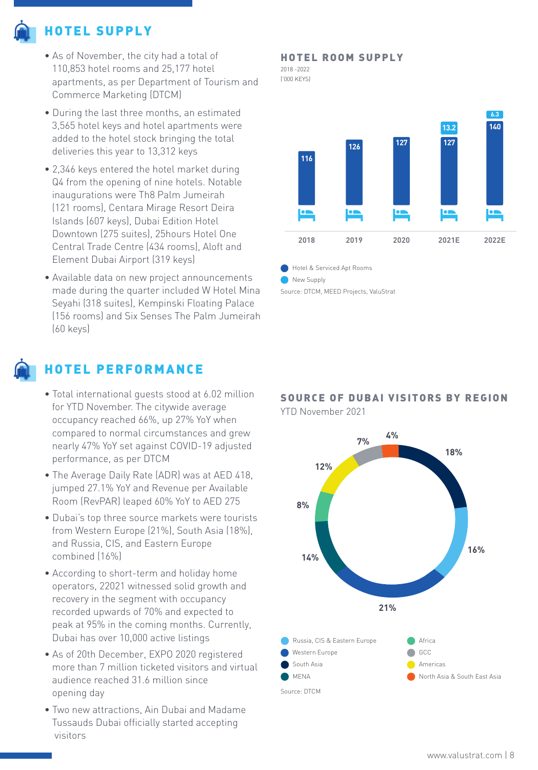## HOTEL SUPPLY

- As of November, the city had a total of 110,853 hotel rooms and 25,177 hotel apartments, as per Department of Tourism and Commerce Marketing (DTCM)
- During the last three months, an estimated 3,565 hotel keys and hotel apartments were added to the hotel stock bringing the total deliveries this year to 13,312 keys
- 2,346 keys entered the hotel market during Q4 from the opening of nine hotels. Notable inaugurations were Th8 Palm Jumeirah (121 rooms), Centara Mirage Resort Deira Islands (607 keys), Dubai Edition Hotel Downtown (275 suites), 25hours Hotel One Central Trade Centre (434 rooms), Aloft and Element Dubai Airport (319 keys)
- Available data on new project announcements made during the quarter included W Hotel Mina Seyahi (318 suites), Kempinski Floating Palace (156 rooms) and Six Senses The Palm Jumeirah (60 keys)

### HOTEL ROOM SUPPLY

2018 -2022
('000 KEYS)

116
126
127
13.2
127
6.3
140

2018
2019
2020
2021E
2022E

Hotel & Serviced Apt Rooms
New Supply

Source: DTCM, MEED Projects, ValuStrat

## HOTEL PERFORMANCE

- Total international guests stood at 6.02 million for YTD November. The citywide average occupancy reached 66%, up 27% YoY when compared to normal circumstances and grew nearly 47% YoY set against COVID-19 adjusted performance, as per DTCM
- The Average Daily Rate (ADR) was at AED 418, jumped 27.1% YoY and Revenue per Available Room (RevPAR) leaped 60% YoY to AED 275
- Dubai's top three source markets were tourists from Western Europe (21%), South Asia (18%), and Russia, CIS, and Eastern Europe combined (16%)
- According to short-term and holiday home operators, 22021 witnessed solid growth and recovery in the segment with occupancy recorded upwards of 70% and expected to peak at 95% in the coming months. Currently, Dubai has over 10,000 active listings
- As of 20th December, EXPO 2020 registered more than 7 million ticketed visitors and virtual audience reached 31.6 million since opening day
- Two new attractions, Ain Dubai and Madame Tussauds Dubai officially started accepting visitors

### SOURCE OF DUBAI VISITORS BY REGION

YTD November 2021

4%
18%
16%
21%
14%
8%
12%
7%

Russia, CIS & Eastern Europe
Western Europe
South Asia
MENA
Africa
GCC
Americas
North Asia & South East Asia

Source: DTCM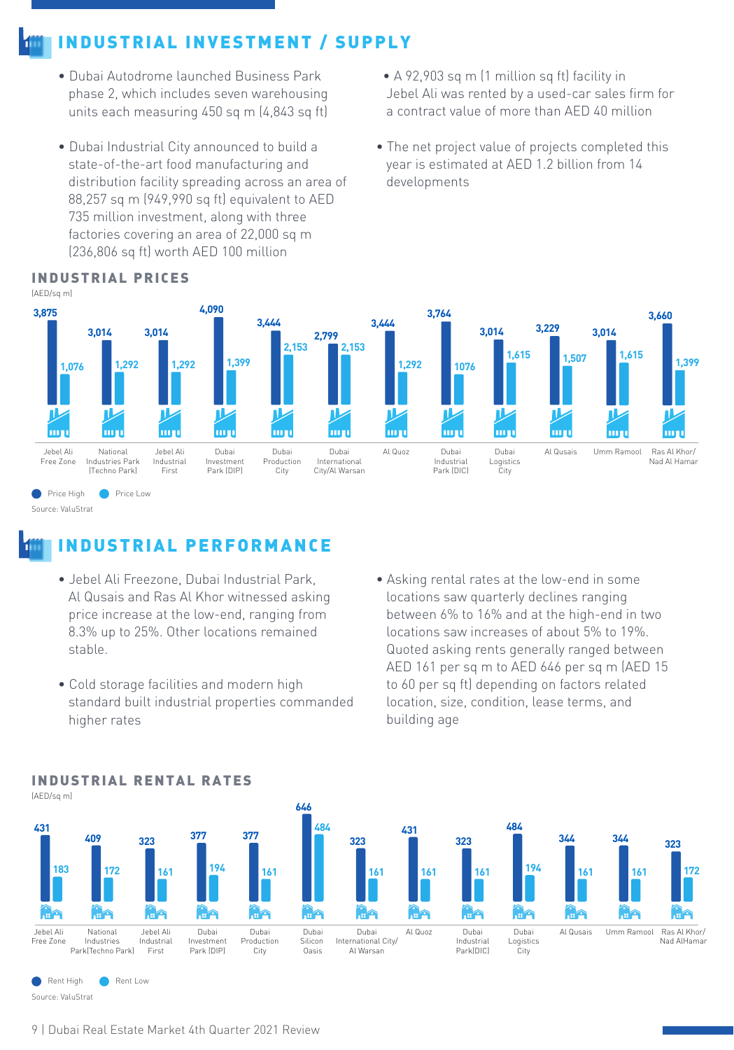## INDUSTRIAL INVESTMENT / SUPPLY

- Dubai Autodrome launched Business Park phase 2, which includes seven warehousing units each measuring 450 sq m (4,843 sq ft)
- Dubai Industrial City announced to build a state-of-the-art food manufacturing and distribution facility spreading across an area of 88,257 sq m (949,990 sq ft) equivalent to AED 735 million investment, along with three factories covering an area of 22,000 sq m (236,806 sq ft) worth AED 100 million
- A 92,903 sq m (1 million sq ft) facility in Jebel Ali was rented by a used-car sales firm for a contract value of more than AED 40 million
- The net project value of projects completed this year is estimated at AED 1.2 billion from 14 developments

### INDUSTRIAL PRICES

(AED/sq m)

Jebel Ali Free Zone: 3,875 / 1,076
National Industries Park (Techno Park): 3,014 / 1,292
Jebel Ali Industrial First: 3,014 / 1,292
Dubai Investment Park (DIP): 4,090 / 1,399
Dubai Production City: 3,444 / 2,153
Dubai International City/Al Warsan: 2,799 / 2,153
Al Quoz: 3,444 / 1,292
Dubai Industrial Park (DIC): 3,764 / 1076
Dubai Logistics City: 3,014 / 1,615
Al Qusais: 3,229 / 1,507
Umm Ramool: 3,014 / 1,615
Ras Al Khor/ Nad Al Hamar: 3,660 / 1,399

Price High · Price Low

Source: ValuStrat

## INDUSTRIAL PERFORMANCE

- Jebel Ali Freezone, Dubai Industrial Park, Al Qusais and Ras Al Khor witnessed asking price increase at the low-end, ranging from 8.3% up to 25%. Other locations remained stable.
- Cold storage facilities and modern high standard built industrial properties commanded higher rates
- Asking rental rates at the low-end in some locations saw quarterly declines ranging between 6% to 16% and at the high-end in two locations saw increases of about 5% to 19%. Quoted asking rents generally ranged between AED 161 per sq m to AED 646 per sq m (AED 15 to 60 per sq ft) depending on factors related location, size, condition, lease terms, and building age

### INDUSTRIAL RENTAL RATES

(AED/sq m)

Jebel Ali Free Zone: 431 / 183
National Industries Park(Techno Park): 409 / 172
Jebel Ali Industrial First: 323 / 161
Dubai Investment Park (DIP): 377 / 194
Dubai Production City: 377 / 161
Dubai Silicon Oasis: 646 / 484
Dubai International City/ Al Warsan: 323 / 161
Al Quoz: 431 / 161
Dubai Industrial Park(DIC): 323 / 161
Dubai Logistics City: 484 / 194
Al Qusais: 344 / 161
Umm Ramool: 344 / 161
Ras Al Khor/ Nad AlHamar: 323 / 172

Rent High · Rent Low

Source: ValuStrat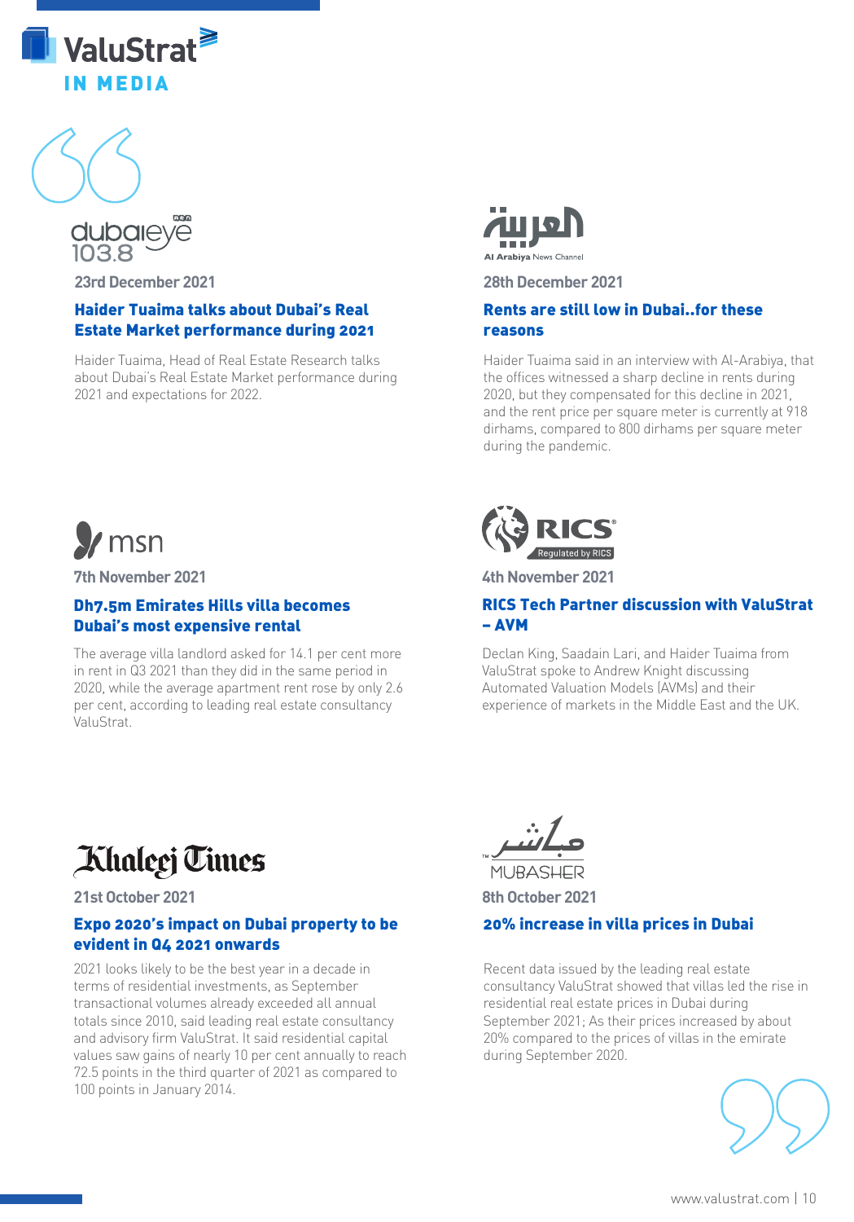# ValuStrat IN MEDIA

dubaieye 103.8

23rd December 2021

### Haider Tuaima talks about Dubai's Real Estate Market performance during 2021

Haider Tuaima, Head of Real Estate Research talks about Dubai's Real Estate Market performance during 2021 and expectations for 2022.

العربية

Al Arabiya News Channel

28th December 2021

### Rents are still low in Dubai..for these reasons

Haider Tuaima said in an interview with Al-Arabiya, that the offices witnessed a sharp decline in rents during 2020, but they compensated for this decline in 2021, and the rent price per square meter is currently at 918 dirhams, compared to 800 dirhams per square meter during the pandemic.

msn

7th November 2021

### Dh7.5m Emirates Hills villa becomes Dubai's most expensive rental

The average villa landlord asked for 14.1 per cent more in rent in Q3 2021 than they did in the same period in 2020, while the average apartment rent rose by only 2.6 per cent, according to leading real estate consultancy ValuStrat.

RICS Regulated by RICS

4th November 2021

### RICS Tech Partner discussion with ValuStrat – AVM

Declan King, Saadain Lari, and Haider Tuaima from ValuStrat spoke to Andrew Knight discussing Automated Valuation Models (AVMs) and their experience of markets in the Middle East and the UK.

Khaleej Times

21st October 2021

### Expo 2020's impact on Dubai property to be evident in Q4 2021 onwards

2021 looks likely to be the best year in a decade in terms of residential investments, as September transactional volumes already exceeded all annual totals since 2010, said leading real estate consultancy and advisory firm ValuStrat. It said residential capital values saw gains of nearly 10 per cent annually to reach 72.5 points in the third quarter of 2021 as compared to 100 points in January 2014.

مباشر MUBASHER

8th October 2021

### 20% increase in villa prices in Dubai

Recent data issued by the leading real estate consultancy ValuStrat showed that villas led the rise in residential real estate prices in Dubai during September 2021; As their prices increased by about 20% compared to the prices of villas in the emirate during September 2020.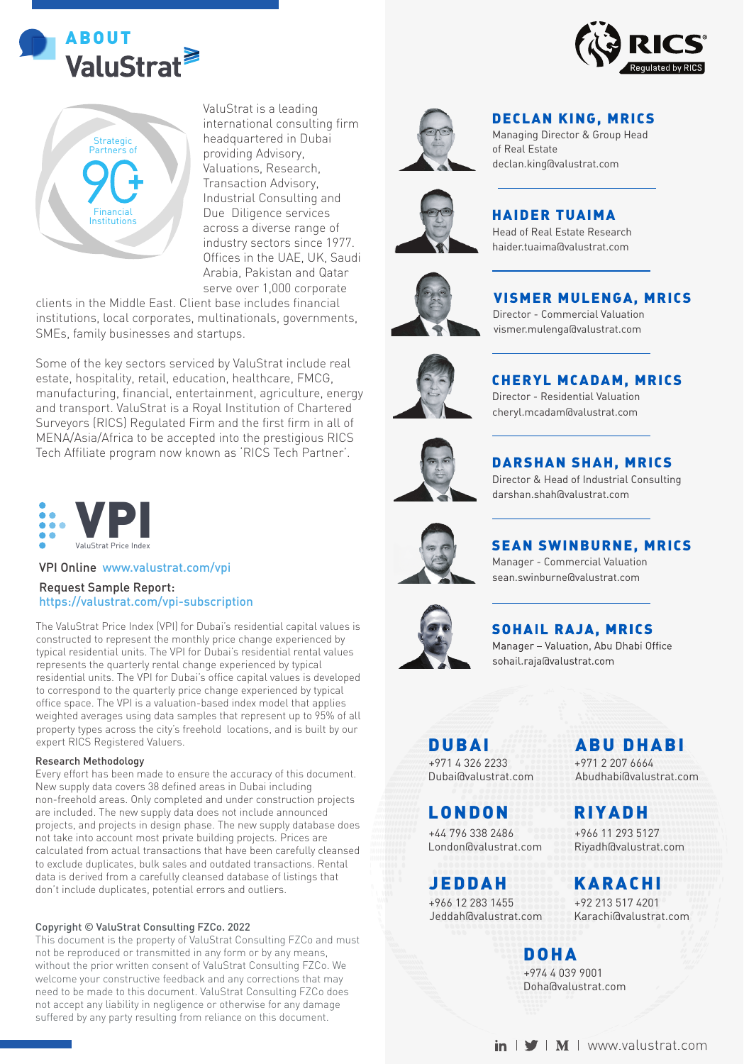# ABOUT ValuStrat

Strategic Partners of 90+ Financial Institutions

ValuStrat is a leading international consulting firm headquartered in Dubai providing Advisory, Valuations, Research, Transaction Advisory, Industrial Consulting and Due Diligence services across a diverse range of industry sectors since 1977. Offices in the UAE, UK, Saudi Arabia, Pakistan and Qatar serve over 1,000 corporate clients in the Middle East. Client base includes financial institutions, local corporates, multinationals, governments, SMEs, family businesses and startups.

Some of the key sectors serviced by ValuStrat include real estate, hospitality, retail, education, healthcare, FMCG, manufacturing, financial, entertainment, agriculture, energy and transport. ValuStrat is a Royal Institution of Chartered Surveyors (RICS) Regulated Firm and the first firm in all of MENA/Asia/Africa to be accepted into the prestigious RICS Tech Affiliate program now known as 'RICS Tech Partner'.

## VPI
ValuStrat Price Index

VPI Online www.valustrat.com/vpi

Request Sample Report:
https://valustrat.com/vpi-subscription

The ValuStrat Price Index (VPI) for Dubai's residential capital values is constructed to represent the monthly price change experienced by typical residential units. The VPI for Dubai's residential rental values represents the quarterly rental change experienced by typical residential units. The VPI for Dubai's office capital values is developed to correspond to the quarterly price change experienced by typical office space. The VPI is a valuation-based index model that applies weighted averages using data samples that represent up to 95% of all property types across the city's freehold locations, and is built by our expert RICS Registered Valuers.

### Research Methodology

Every effort has been made to ensure the accuracy of this document. New supply data covers 38 defined areas in Dubai including non-freehold areas. Only completed and under construction projects are included. The new supply data does not include announced projects, and projects in design phase. The new supply database does not take into account most private building projects. Prices are calculated from actual transactions that have been carefully cleansed to exclude duplicates, bulk sales and outdated transactions. Rental data is derived from a carefully cleansed database of listings that don't include duplicates, potential errors and outliers.

### Copyright © ValuStrat Consulting FZCo. 2022

This document is the property of ValuStrat Consulting FZCo and must not be reproduced or transmitted in any form or by any means, without the prior written consent of ValuStrat Consulting FZCo. We welcome your constructive feedback and any corrections that may need to be made to this document. ValuStrat Consulting FZCo does not accept any liability in negligence or otherwise for any damage suffered by any party resulting from reliance on this document.

RICS Regulated by RICS

**DECLAN KING, MRICS**
Managing Director & Group Head of Real Estate
declan.king@valustrat.com

**HAIDER TUAIMA**
Head of Real Estate Research
haider.tuaima@valustrat.com

**VISMER MULENGA, MRICS**
Director - Commercial Valuation
vismer.mulenga@valustrat.com

**CHERYL MCADAM, MRICS**
Director - Residential Valuation
cheryl.mcadam@valustrat.com

**DARSHAN SHAH, MRICS**
Director & Head of Industrial Consulting
darshan.shah@valustrat.com

**SEAN SWINBURNE, MRICS**
Manager - Commercial Valuation
sean.swinburne@valustrat.com

**SOHAIL RAJA, MRICS**
Manager – Valuation, Abu Dhabi Office
sohail.raja@valustrat.com

**DUBAI**
+971 4 326 2233
Dubai@valustrat.com

**ABU DHABI**
+971 2 207 6664
Abudhabi@valustrat.com

**LONDON**
+44 796 338 2486
London@valustrat.com

**RIYADH**
+966 11 293 5127
Riyadh@valustrat.com

**JEDDAH**
+966 12 283 1455
Jeddah@valustrat.com

**KARACHI**
+92 213 517 4201
Karachi@valustrat.com

**DOHA**
+974 4 039 9001
Doha@valustrat.com

www.valustrat.com